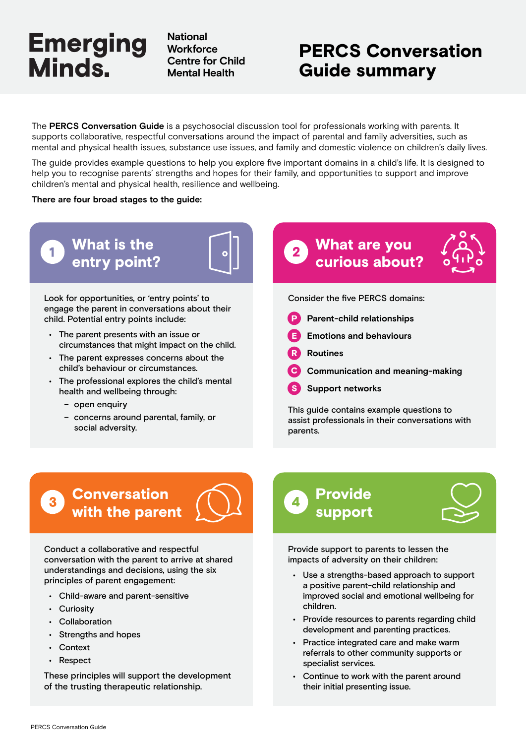Emerging Minds.

National Workforce Centre for Child Mental Health

# PERCS Conversation Guide summary

The **PERCS Conversation Guide** is a psychosocial discussion tool for professionals working with parents. It supports collaborative, respectful conversations around the impact of parental and family adversities, such as mental and physical health issues, substance use issues, and family and domestic violence on children's daily lives.

The guide provides example questions to help you explore five important domains in a child's life. It is designed to help you to recognise parents' strengths and hopes for their family, and opportunities to support and improve children's mental and physical health, resilience and wellbeing.

**There are four broad stages to the guide:**

## 1 What is the entry point?

Look for opportunities, or 'entry points' to engage the parent in conversations about their child. Potential entry points include:

- The parent presents with an issue or circumstances that might impact on the child.
- The parent expresses concerns about the child's behaviour or circumstances.
- The professional explores the child's mental health and wellbeing through:
  - open enquiry
  - concerns around parental, family, or social adversity.

## 2 What are you curious about?

Consider the five PERCS domains:

- **P** **Parent-child relationships**
- **E** **Emotions and behaviours**
- **R** **Routines**
- **C** **Communication and meaning-making**
- **S** **Support networks**

This guide contains example questions to assist professionals in their conversations with parents.

## 3 Conversation with the parent

Conduct a collaborative and respectful conversation with the parent to arrive at shared understandings and decisions, using the six principles of parent engagement:

- Child-aware and parent-sensitive
- Curiosity
- Collaboration
- Strengths and hopes
- Context
- Respect

These principles will support the development of the trusting therapeutic relationship.

## 4 Provide support

Provide support to parents to lessen the impacts of adversity on their children:

- Use a strengths-based approach to support a positive parent-child relationship and improved social and emotional wellbeing for children.
- Provide resources to parents regarding child development and parenting practices.
- Practice integrated care and make warm referrals to other community supports or specialist services.
- Continue to work with the parent around their initial presenting issue.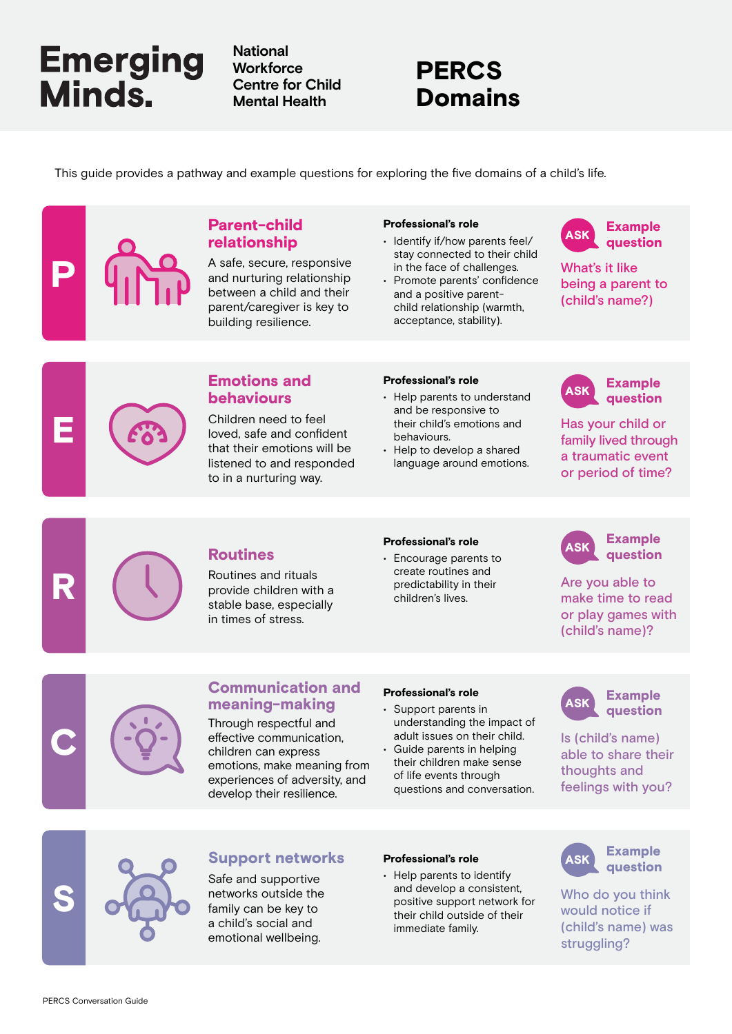# Emerging Minds.

National Workforce Centre for Child Mental Health

# PERCS Domains

This guide provides a pathway and example questions for exploring the five domains of a child's life.

## P — Parent-child relationship

A safe, secure, responsive and nurturing relationship between a child and their parent/caregiver is key to building resilience.

**Professional's role**

- Identify if/how parents feel/stay connected to their child in the face of challenges.
- Promote parents' confidence and a positive parent-child relationship (warmth, acceptance, stability).

**ASK — Example question**

What's it like being a parent to (child's name?)

## E — Emotions and behaviours

Children need to feel loved, safe and confident that their emotions will be listened to and responded to in a nurturing way.

**Professional's role**

- Help parents to understand and be responsive to their child's emotions and behaviours.
- Help to develop a shared language around emotions.

**ASK — Example question**

Has your child or family lived through a traumatic event or period of time?

## R — Routines

Routines and rituals provide children with a stable base, especially in times of stress.

**Professional's role**

- Encourage parents to create routines and predictability in their children's lives.

**ASK — Example question**

Are you able to make time to read or play games with (child's name)?

## C — Communication and meaning-making

Through respectful and effective communication, children can express emotions, make meaning from experiences of adversity, and develop their resilience.

**Professional's role**

- Support parents in understanding the impact of adult issues on their child.
- Guide parents in helping their children make sense of life events through questions and conversation.

**ASK — Example question**

Is (child's name) able to share their thoughts and feelings with you?

## S — Support networks

Safe and supportive networks outside the family can be key to a child's social and emotional wellbeing.

**Professional's role**

- Help parents to identify and develop a consistent, positive support network for their child outside of their immediate family.

**ASK — Example question**

Who do you think would notice if (child's name) was struggling?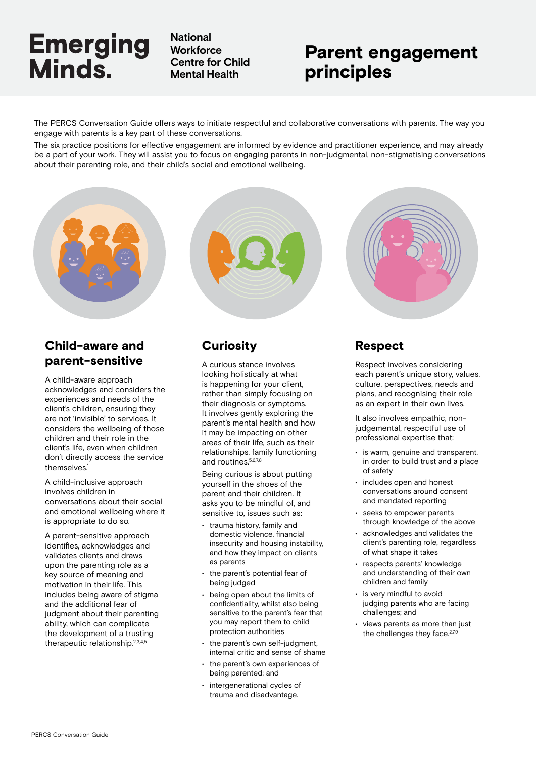Emerging Minds.

National Workforce Centre for Child Mental Health

# Parent engagement principles

The PERCS Conversation Guide offers ways to initiate respectful and collaborative conversations with parents. The way you engage with parents is a key part of these conversations.

The six practice positions for effective engagement are informed by evidence and practitioner experience, and may already be a part of your work. They will assist you to focus on engaging parents in non-judgmental, non-stigmatising conversations about their parenting role, and their child's social and emotional wellbeing.

## Child-aware and parent-sensitive

A child-aware approach acknowledges and considers the experiences and needs of the client's children, ensuring they are not 'invisible' to services. It considers the wellbeing of those children and their role in the client's life, even when children don't directly access the service themselves.[1]

A child-inclusive approach involves children in conversations about their social and emotional wellbeing where it is appropriate to do so.

A parent-sensitive approach identifies, acknowledges and validates clients and draws upon the parenting role as a key source of meaning and motivation in their life. This includes being aware of stigma and the additional fear of judgment about their parenting ability, which can complicate the development of a trusting therapeutic relationship.[2,3,4,5]

## Curiosity

A curious stance involves looking holistically at what is happening for your client, rather than simply focusing on their diagnosis or symptoms. It involves gently exploring the parent's mental health and how it may be impacting on other areas of their life, such as their relationships, family functioning and routines.[5,6,7,8]

Being curious is about putting yourself in the shoes of the parent and their children. It asks you to be mindful of, and sensitive to, issues such as:

- trauma history, family and domestic violence, financial insecurity and housing instability, and how they impact on clients as parents
- the parent's potential fear of being judged
- being open about the limits of confidentiality, whilst also being sensitive to the parent's fear that you may report them to child protection authorities
- the parent's own self-judgment, internal critic and sense of shame
- the parent's own experiences of being parented; and
- intergenerational cycles of trauma and disadvantage.

## Respect

Respect involves considering each parent's unique story, values, culture, perspectives, needs and plans, and recognising their role as an expert in their own lives.

It also involves empathic, non-judgemental, respectful use of professional expertise that:

- is warm, genuine and transparent, in order to build trust and a place of safety
- includes open and honest conversations around consent and mandated reporting
- seeks to empower parents through knowledge of the above
- acknowledges and validates the client's parenting role, regardless of what shape it takes
- respects parents' knowledge and understanding of their own children and family
- is very mindful to avoid judging parents who are facing challenges; and
- views parents as more than just the challenges they face.[2,7,9]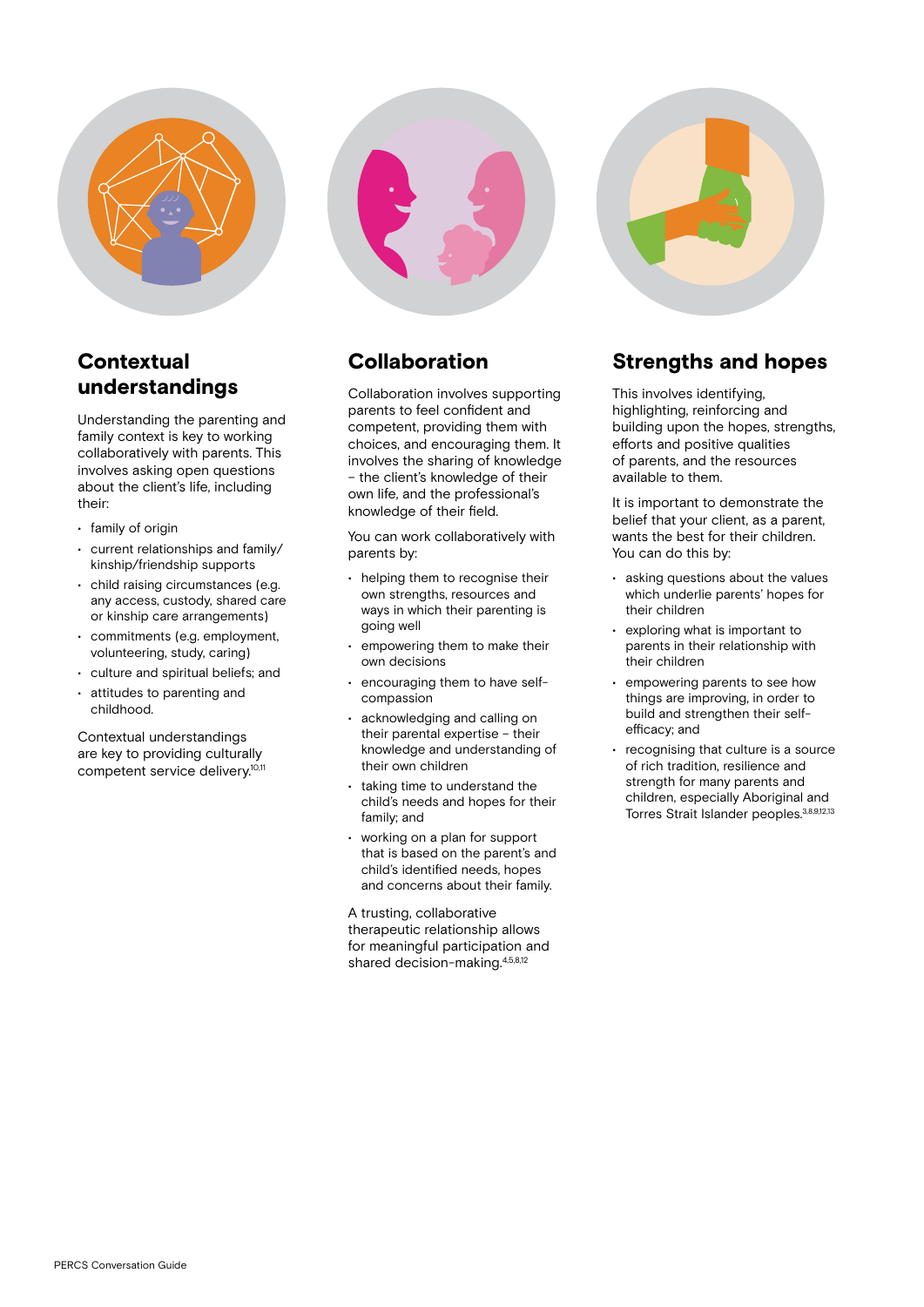## Contextual understandings

Understanding the parenting and family context is key to working collaboratively with parents. This involves asking open questions about the client's life, including their:

- family of origin
- current relationships and family/kinship/friendship supports
- child raising circumstances (e.g. any access, custody, shared care or kinship care arrangements)
- commitments (e.g. employment, volunteering, study, caring)
- culture and spiritual beliefs; and
- attitudes to parenting and childhood.

Contextual understandings are key to providing culturally competent service delivery.[10,11]

## Collaboration

Collaboration involves supporting parents to feel confident and competent, providing them with choices, and encouraging them. It involves the sharing of knowledge – the client's knowledge of their own life, and the professional's knowledge of their field.

You can work collaboratively with parents by:

- helping them to recognise their own strengths, resources and ways in which their parenting is going well
- empowering them to make their own decisions
- encouraging them to have self-compassion
- acknowledging and calling on their parental expertise – their knowledge and understanding of their own children
- taking time to understand the child's needs and hopes for their family; and
- working on a plan for support that is based on the parent's and child's identified needs, hopes and concerns about their family.

A trusting, collaborative therapeutic relationship allows for meaningful participation and shared decision-making.[4,5,8,12]

## Strengths and hopes

This involves identifying, highlighting, reinforcing and building upon the hopes, strengths, efforts and positive qualities of parents, and the resources available to them.

It is important to demonstrate the belief that your client, as a parent, wants the best for their children. You can do this by:

- asking questions about the values which underlie parents' hopes for their children
- exploring what is important to parents in their relationship with their children
- empowering parents to see how things are improving, in order to build and strengthen their self-efficacy; and
- recognising that culture is a source of rich tradition, resilience and strength for many parents and children, especially Aboriginal and Torres Strait Islander peoples.[3,8,9,12,13]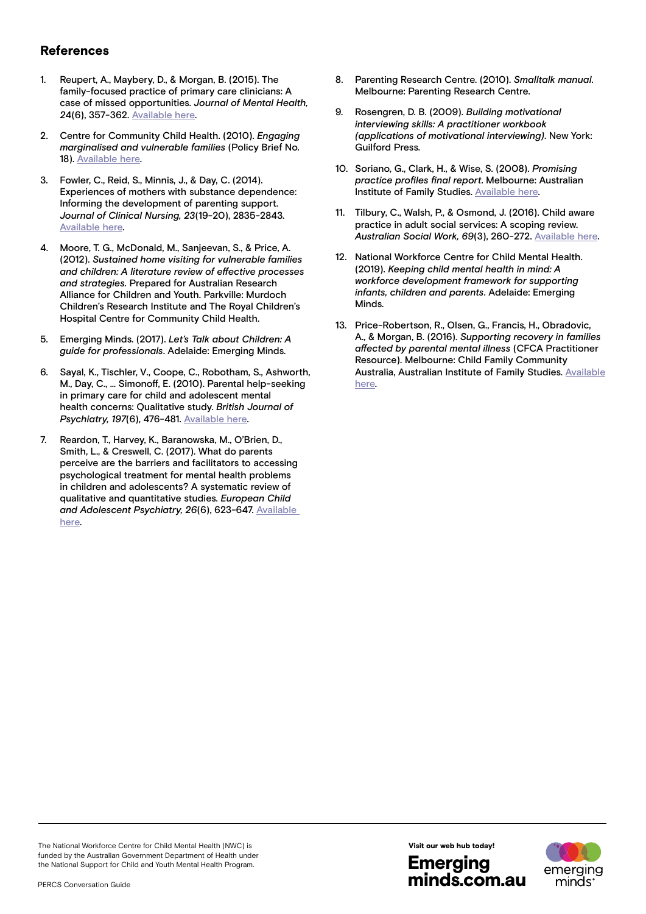## References

1. Reupert, A., Maybery, D., & Morgan, B. (2015). The family-focused practice of primary care clinicians: A case of missed opportunities. *Journal of Mental Health, 24*(6), 357-362. Available here.

2. Centre for Community Child Health. (2010). *Engaging marginalised and vulnerable families* (Policy Brief No. 18). Available here.

3. Fowler, C., Reid, S., Minnis, J., & Day, C. (2014). Experiences of mothers with substance dependence: Informing the development of parenting support. *Journal of Clinical Nursing, 23*(19-20), 2835-2843. Available here.

4. Moore, T. G., McDonald, M., Sanjeevan, S., & Price, A. (2012). *Sustained home visiting for vulnerable families and children: A literature review of effective processes and strategies.* Prepared for Australian Research Alliance for Children and Youth. Parkville: Murdoch Children's Research Institute and The Royal Children's Hospital Centre for Community Child Health.

5. Emerging Minds. (2017). *Let's Talk about Children: A guide for professionals*. Adelaide: Emerging Minds.

6. Sayal, K., Tischler, V., Coope, C., Robotham, S., Ashworth, M., Day, C., … Simonoff, E. (2010). Parental help-seeking in primary care for child and adolescent mental health concerns: Qualitative study. *British Journal of Psychiatry, 197*(6), 476-481. Available here.

7. Reardon, T., Harvey, K., Baranowska, M., O'Brien, D., Smith, L., & Creswell, C. (2017). What do parents perceive are the barriers and facilitators to accessing psychological treatment for mental health problems in children and adolescents? A systematic review of qualitative and quantitative studies. *European Child and Adolescent Psychiatry, 26*(6), 623-647. Available here.

8. Parenting Research Centre. (2010). *Smalltalk manual*. Melbourne: Parenting Research Centre.

9. Rosengren, D. B. (2009). *Building motivational interviewing skills: A practitioner workbook (applications of motivational interviewing)*. New York: Guilford Press.

10. Soriano, G., Clark, H., & Wise, S. (2008). *Promising practice profiles final report*. Melbourne: Australian Institute of Family Studies. Available here.

11. Tilbury, C., Walsh, P., & Osmond, J. (2016). Child aware practice in adult social services: A scoping review. *Australian Social Work, 69*(3), 260-272. Available here.

12. National Workforce Centre for Child Mental Health. (2019). *Keeping child mental health in mind: A workforce development framework for supporting infants, children and parents*. Adelaide: Emerging Minds.

13. Price-Robertson, R., Olsen, G., Francis, H., Obradovic, A., & Morgan, B. (2016). *Supporting recovery in families affected by parental mental illness* (CFCA Practitioner Resource). Melbourne: Child Family Community Australia, Australian Institute of Family Studies. Available here.

The National Workforce Centre for Child Mental Health (NWC) is funded by the Australian Government Department of Health under the National Support for Child and Youth Mental Health Program.

Visit our web hub today!

**Emerging minds.com.au**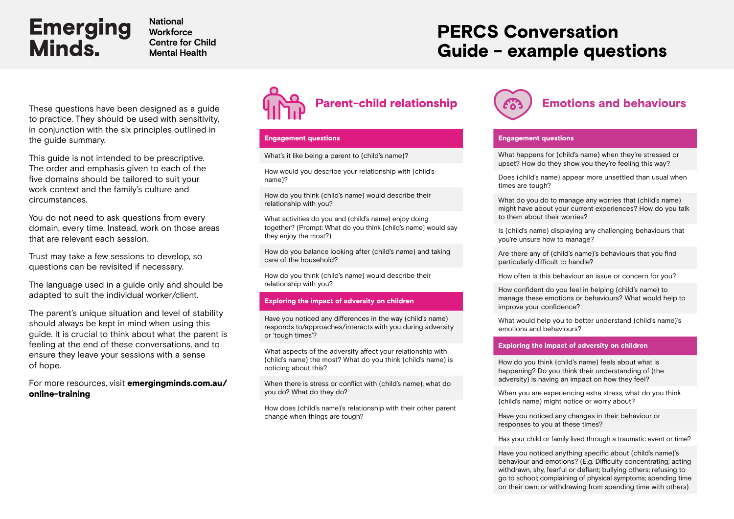Emerging Minds.

National Workforce Centre for Child Mental Health

# PERCS Conversation Guide – example questions

These questions have been designed as a guide to practice. They should be used with sensitivity, in conjunction with the six principles outlined in the guide summary.

This guide is not intended to be prescriptive. The order and emphasis given to each of the five domains should be tailored to suit your work context and the family's culture and circumstances.

You do not need to ask questions from every domain, every time. Instead, work on those areas that are relevant each session.

Trust may take a few sessions to develop, so questions can be revisited if necessary.

The language used in a guide only and should be adapted to suit the individual worker/client.

The parent's unique situation and level of stability should always be kept in mind when using this guide. It is crucial to think about what the parent is feeling at the end of these conversations, and to ensure they leave your sessions with a sense of hope.

For more resources, visit **emergingminds.com.au/online-training**

## Parent-child relationship

### Engagement questions

- What's it like being a parent to (child's name)?
- How would you describe your relationship with (child's name)?
- How do you think (child's name) would describe their relationship with you?
- What activities do you and (child's name) enjoy doing together? (Prompt: What do you think [child's name] would say they enjoy the most?)
- How do you balance looking after (child's name) and taking care of the household?
- How do you think (child's name) would describe their relationship with you?

### Exploring the impact of adversity on children

- Have you noticed any differences in the way (child's name) responds to/approaches/interacts with you during adversity or 'tough times'?
- What aspects of the adversity affect your relationship with (child's name) the most? What do you think (child's name) is noticing about this?
- When there is stress or conflict with (child's name), what do you do? What do they do?
- How does (child's name)'s relationship with their other parent change when things are tough?

## Emotions and behaviours

### Engagement questions

- What happens for (child's name) when they're stressed or upset? How do they show you they're feeling this way?
- Does (child's name) appear more unsettled than usual when times are tough?
- What do you do to manage any worries that (child's name) might have about your current experiences? How do you talk to them about their worries?
- Is (child's name) displaying any challenging behaviours that you're unsure how to manage?
- Are there any of (child's name)'s behaviours that you find particularly difficult to handle?
- How often is this behaviour an issue or concern for you?
- How confident do you feel in helping (child's name) to manage these emotions or behaviours? What would help to improve your confidence?
- What would help you to better understand (child's name)'s emotions and behaviours?

### Exploring the impact of adversity on children

- How do you think (child's name) feels about what is happening? Do you think their understanding of (the adversity) is having an impact on how they feel?
- When you are experiencing extra stress, what do you think (child's name) might notice or worry about?
- Have you noticed any changes in their behaviour or responses to you at these times?
- Has your child or family lived through a traumatic event or time?
- Have you noticed anything specific about (child's name)'s behaviour and emotions? (E.g. Difficulty concentrating; acting withdrawn, shy, fearful or defiant; bullying others; refusing to go to school; complaining of physical symptoms; spending time on their own; or withdrawing from spending time with others)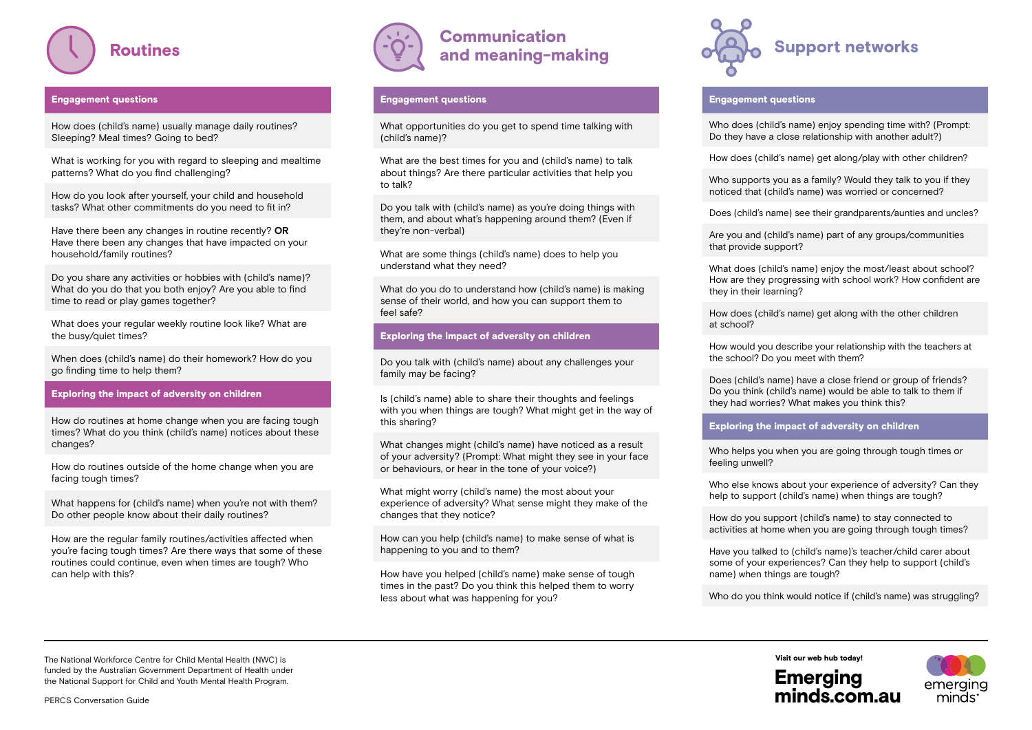## Routines

### Engagement questions

How does (child's name) usually manage daily routines? Sleeping? Meal times? Going to bed?

What is working for you with regard to sleeping and mealtime patterns? What do you find challenging?

How do you look after yourself, your child and household tasks? What other commitments do you need to fit in?

Have there been any changes in routine recently? **OR** Have there been any changes that have impacted on your household/family routines?

Do you share any activities or hobbies with (child's name)? What do you do that you both enjoy? Are you able to find time to read or play games together?

What does your regular weekly routine look like? What are the busy/quiet times?

When does (child's name) do their homework? How do you go finding time to help them?

### Exploring the impact of adversity on children

How do routines at home change when you are facing tough times? What do you think (child's name) notices about these changes?

How do routines outside of the home change when you are facing tough times?

What happens for (child's name) when you're not with them? Do other people know about their daily routines?

How are the regular family routines/activities affected when you're facing tough times? Are there ways that some of these routines could continue, even when times are tough? Who can help with this?

## Communication and meaning-making

### Engagement questions

What opportunities do you get to spend time talking with (child's name)?

What are the best times for you and (child's name) to talk about things? Are there particular activities that help you to talk?

Do you talk with (child's name) as you're doing things with them, and about what's happening around them? (Even if they're non-verbal)

What are some things (child's name) does to help you understand what they need?

What do you do to understand how (child's name) is making sense of their world, and how you can support them to feel safe?

### Exploring the impact of adversity on children

Do you talk with (child's name) about any challenges your family may be facing?

Is (child's name) able to share their thoughts and feelings with you when things are tough? What might get in the way of this sharing?

What changes might (child's name) have noticed as a result of your adversity? (Prompt: What might they see in your face or behaviours, or hear in the tone of your voice?)

What might worry (child's name) the most about your experience of adversity? What sense might they make of the changes that they notice?

How can you help (child's name) to make sense of what is happening to you and to them?

How have you helped (child's name) make sense of tough times in the past? Do you think this helped them to worry less about what was happening for you?

## Support networks

### Engagement questions

Who does (child's name) enjoy spending time with? (Prompt: Do they have a close relationship with another adult?)

How does (child's name) get along/play with other children?

Who supports you as a family? Would they talk to you if they noticed that (child's name) was worried or concerned?

Does (child's name) see their grandparents/aunties and uncles?

Are you and (child's name) part of any groups/communities that provide support?

What does (child's name) enjoy the most/least about school? How are they progressing with school work? How confident are they in their learning?

How does (child's name) get along with the other children at school?

How would you describe your relationship with the teachers at the school? Do you meet with them?

Does (child's name) have a close friend or group of friends? Do you think (child's name) would be able to talk to them if they had worries? What makes you think this?

### Exploring the impact of adversity on children

Who helps you when you are going through tough times or feeling unwell?

Who else knows about your experience of adversity? Can they help to support (child's name) when things are tough?

How do you support (child's name) to stay connected to activities at home when you are going through tough times?

Have you talked to (child's name)'s teacher/child carer about some of your experiences? Can they help to support (child's name) when things are tough?

Who do you think would notice if (child's name) was struggling?

---

The National Workforce Centre for Child Mental Health (NWC) is funded by the Australian Government Department of Health under the National Support for Child and Youth Mental Health Program.

PERCS Conversation Guide

Visit our web hub today!

**Emerging minds.com.au**

emerging minds.